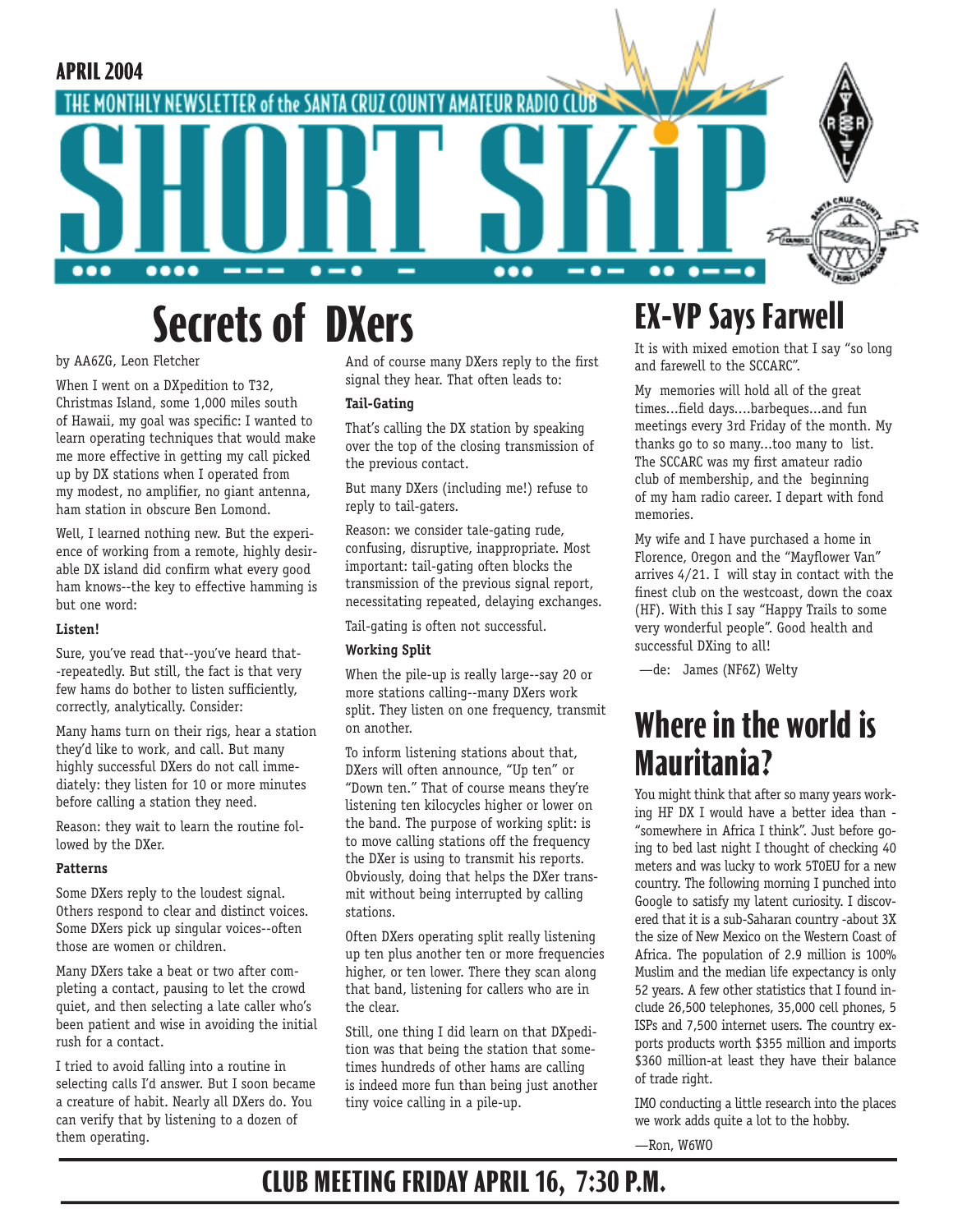APRIL 2004

THE MONTHLY NEWSLETTER of the SANTA CRUZ COUNTY AMATEUR RADIO CLUB

# SHORT SKIP

## Secrets of DXers

by AA6ZG, Leon Fletcher

When I went on a DXpedition to T32, Christmas Island, some 1,000 miles south of Hawaii, my goal was specific: I wanted to learn operating techniques that would make me more effective in getting my call picked up by DX stations when I operated from my modest, no amplifier, no giant antenna, ham station in obscure Ben Lomond.

Well, I learned nothing new. But the experience of working from a remote, highly desirable DX island did confirm what every good ham knows--the key to effective hamming is but one word:

**Listen!**

Sure, you've read that--you've heard that--repeatedly. But still, the fact is that very few hams do bother to listen sufficiently, correctly, analytically. Consider:

Many hams turn on their rigs, hear a station they'd like to work, and call. But many highly successful DXers do not call immediately: they listen for 10 or more minutes before calling a station they need.

Reason: they wait to learn the routine followed by the DXer.

**Patterns**

Some DXers reply to the loudest signal. Others respond to clear and distinct voices. Some DXers pick up singular voices--often those are women or children.

Many DXers take a beat or two after completing a contact, pausing to let the crowd quiet, and then selecting a late caller who's been patient and wise in avoiding the initial rush for a contact.

I tried to avoid falling into a routine in selecting calls I'd answer. But I soon became a creature of habit. Nearly all DXers do. You can verify that by listening to a dozen of them operating.

And of course many DXers reply to the first signal they hear. That often leads to:

**Tail-Gating**

That's calling the DX station by speaking over the top of the closing transmission of the previous contact.

But many DXers (including me!) refuse to reply to tail-gaters.

Reason: we consider tale-gating rude, confusing, disruptive, inappropriate. Most important: tail-gating often blocks the transmission of the previous signal report, necessitating repeated, delaying exchanges.

Tail-gating is often not successful.

**Working Split**

When the pile-up is really large--say 20 or more stations calling--many DXers work split. They listen on one frequency, transmit on another.

To inform listening stations about that, DXers will often announce, "Up ten" or "Down ten." That of course means they're listening ten kilocycles higher or lower on the band. The purpose of working split: is to move calling stations off the frequency the DXer is using to transmit his reports. Obviously, doing that helps the DXer transmit without being interrupted by calling stations.

Often DXers operating split really listening up ten plus another ten or more frequencies higher, or ten lower. There they scan along that band, listening for callers who are in the clear.

Still, one thing I did learn on that DXpedition was that being the station that sometimes hundreds of other hams are calling is indeed more fun than being just another tiny voice calling in a pile-up.

## EX-VP Says Farwell

It is with mixed emotion that I say "so long and farewell to the SCCARC".

My memories will hold all of the great times...field days....barbeques...and fun meetings every 3rd Friday of the month. My thanks go to so many...too many to list. The SCCARC was my first amateur radio club of membership, and the beginning of my ham radio career. I depart with fond memories.

My wife and I have purchased a home in Florence, Oregon and the "Mayflower Van" arrives 4/21. I will stay in contact with the finest club on the westcoast, down the coax (HF). With this I say "Happy Trails to some very wonderful people". Good health and successful DXing to all!

—de: James (NF6Z) Welty

## Where in the world is Mauritania?

You might think that after so many years working HF DX I would have a better idea than - "somewhere in Africa I think". Just before going to bed last night I thought of checking 40 meters and was lucky to work 5T0EU for a new country. The following morning I punched into Google to satisfy my latent curiosity. I discovered that it is a sub-Saharan country -about 3X the size of New Mexico on the Western Coast of Africa. The population of 2.9 million is 100% Muslim and the median life expectancy is only 52 years. A few other statistics that I found include 26,500 telephones, 35,000 cell phones, 5 ISPs and 7,500 internet users. The country exports products worth $355 million and imports $360 million-at least they have their balance of trade right.

IMO conducting a little research into the places we work adds quite a lot to the hobby.

—Ron, W6WO

**CLUB MEETING FRIDAY APRIL 16, 7:30 P.M.**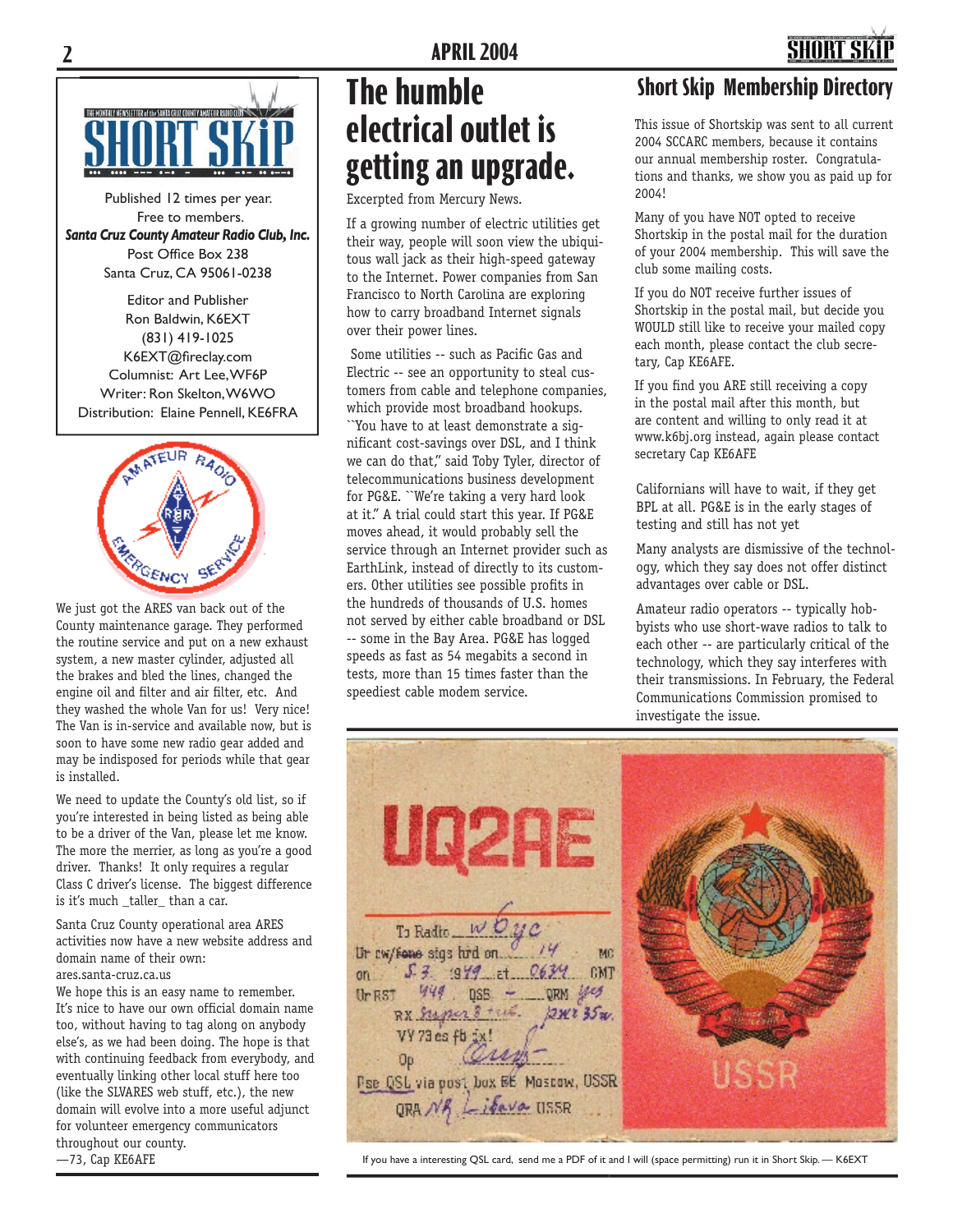SHORT SKiP

Published 12 times per year.
Free to members.
***Santa Cruz County Amateur Radio Club, Inc.***
Post Office Box 238
Santa Cruz, CA 95061-0238

Editor and Publisher
Ron Baldwin, K6EXT
(831) 419-1025
K6EXT@fireclay.com
Columnist: Art Lee, WF6P
Writer: Ron Skelton, W6WO
Distribution: Elaine Pennell, KE6FRA

We just got the ARES van back out of the County maintenance garage. They performed the routine service and put on a new exhaust system, a new master cylinder, adjusted all the brakes and bled the lines, changed the engine oil and filter and air filter, etc. And they washed the whole Van for us! Very nice! The Van is in-service and available now, but is soon to have some new radio gear added and may be indisposed for periods while that gear is installed.

We need to update the County's old list, so if you're interested in being listed as being able to be a driver of the Van, please let me know. The more the merrier, as long as you're a good driver. Thanks! It only requires a regular Class C driver's license. The biggest difference is it's much _taller_ than a car.

Santa Cruz County operational area ARES activities now have a new website address and domain name of their own:
ares.santa-cruz.ca.us
We hope this is an easy name to remember. It's nice to have our own official domain name too, without having to tag along on anybody else's, as we had been doing. The hope is that with continuing feedback from everybody, and eventually linking other local stuff here too (like the SLVARES web stuff, etc.), the new domain will evolve into a more useful adjunct for volunteer emergency communicators throughout our county.
—73, Cap KE6AFE

# The humble electrical outlet is getting an upgrade.

Excerpted from Mercury News.

If a growing number of electric utilities get their way, people will soon view the ubiquitous wall jack as their high-speed gateway to the Internet. Power companies from San Francisco to North Carolina are exploring how to carry broadband Internet signals over their power lines.

Some utilities -- such as Pacific Gas and Electric -- see an opportunity to steal customers from cable and telephone companies, which provide most broadband hookups. ``You have to at least demonstrate a significant cost-savings over DSL, and I think we can do that,'' said Toby Tyler, director of telecommunications business development for PG&E. ``We're taking a very hard look at it.'' A trial could start this year. If PG&E moves ahead, it would probably sell the service through an Internet provider such as EarthLink, instead of directly to its customers. Other utilities see possible profits in the hundreds of thousands of U.S. homes not served by either cable broadband or DSL -- some in the Bay Area. PG&E has logged speeds as fast as 54 megabits a second in tests, more than 15 times faster than the speediest cable modem service.

Californians will have to wait, if they get BPL at all. PG&E is in the early stages of testing and still has not yet

Many analysts are dismissive of the technology, which they say does not offer distinct advantages over cable or DSL.

Amateur radio operators -- typically hobbyists who use short-wave radios to talk to each other -- are particularly critical of the technology, which they say interferes with their transmissions. In February, the Federal Communications Commission promised to investigate the issue.

## Short Skip Membership Directory

This issue of Shortskip was sent to all current 2004 SCCARC members, because it contains our annual membership roster. Congratulations and thanks, we show you as paid up for 2004!

Many of you have NOT opted to receive Shortskip in the postal mail for the duration of your 2004 membership. This will save the club some mailing costs.

If you do NOT receive further issues of Shortskip in the postal mail, but decide you WOULD still like to receive your mailed copy each month, please contact the club secretary, Cap KE6AFE.

If you find you ARE still receiving a copy in the postal mail after this month, but are content and willing to only read it at www.k6bj.org instead, again please contact secretary Cap KE6AFE

If you have a interesting QSL card, send me a PDF of it and I will (space permitting) run it in Short Skip. — K6EXT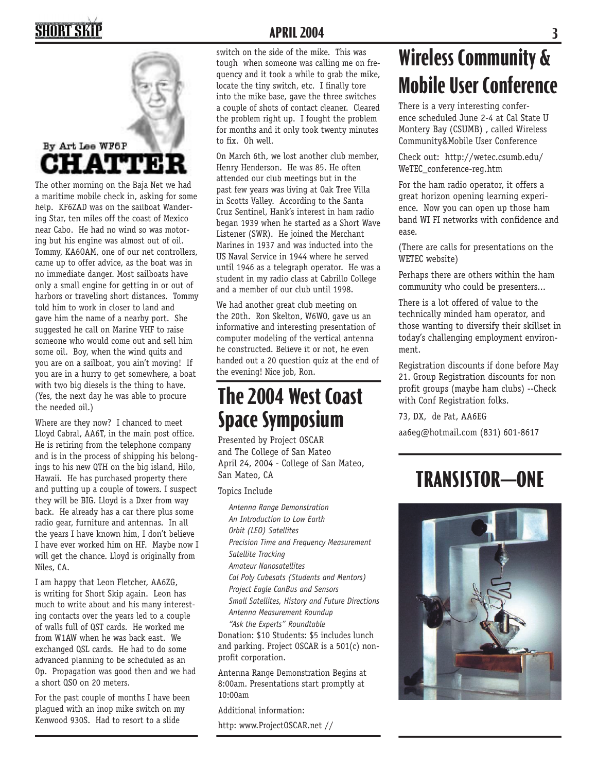By Art Lee WF6P

## CHATTER

The other morning on the Baja Net we had a maritime mobile check in, asking for some help. KF6ZAD was on the sailboat Wandering Star, ten miles off the coast of Mexico near Cabo. He had no wind so was motoring but his engine was almost out of oil. Tommy, KA6OAM, one of our net controllers, came up to offer advice, as the boat was in no immediate danger. Most sailboats have only a small engine for getting in or out of harbors or traveling short distances. Tommy told him to work in closer to land and gave him the name of a nearby port. She suggested he call on Marine VHF to raise someone who would come out and sell him some oil. Boy, when the wind quits and you are on a sailboat, you ain't moving! If you are in a hurry to get somewhere, a boat with two big diesels is the thing to have. (Yes, the next day he was able to procure the needed oil.)

Where are they now? I chanced to meet Lloyd Cabral, AA6T, in the main post office. He is retiring from the telephone company and is in the process of shipping his belongings to his new QTH on the big island, Hilo, Hawaii. He has purchased property there and putting up a couple of towers. I suspect they will be BIG. Lloyd is a Dxer from way back. He already has a car there plus some radio gear, furniture and antennas. In all the years I have known him, I don't believe I have ever worked him on HF. Maybe now I will get the chance. Lloyd is originally from Niles, CA.

I am happy that Leon Fletcher, AA6ZG, is writing for Short Skip again. Leon has much to write about and his many interesting contacts over the years led to a couple of walls full of QST cards. He worked me from W1AW when he was back east. We exchanged QSL cards. He had to do some advanced planning to be scheduled as an Op. Propagation was good then and we had a short QSO on 20 meters.

For the past couple of months I have been plagued with an inop mike switch on my Kenwood 930S. Had to resort to a slide switch on the side of the mike. This was tough when someone was calling me on frequency and it took a while to grab the mike, locate the tiny switch, etc. I finally tore into the mike base, gave the three switches a couple of shots of contact cleaner. Cleared the problem right up. I fought the problem for months and it only took twenty minutes to fix. Oh well.

On March 6th, we lost another club member, Henry Henderson. He was 85. He often attended our club meetings but in the past few years was living at Oak Tree Villa in Scotts Valley. According to the Santa Cruz Sentinel, Hank's interest in ham radio began 1939 when he started as a Short Wave Listener (SWR). He joined the Merchant Marines in 1937 and was inducted into the US Naval Service in 1944 where he served until 1946 as a telegraph operator. He was a student in my radio class at Cabrillo College and a member of our club until 1998.

We had another great club meeting on the 20th. Ron Skelton, W6WO, gave us an informative and interesting presentation of computer modeling of the vertical antenna he constructed. Believe it or not, he even handed out a 20 question quiz at the end of the evening! Nice job, Ron.

# The 2004 West Coast Space Symposium

Presented by Project OSCAR
and The College of San Mateo
April 24, 2004 - College of San Mateo, San Mateo, CA

Topics Include

*Antenna Range Demonstration*
*An Introduction to Low Earth Orbit (LEO) Satellites*
*Precision Time and Frequency Measurement*
*Satellite Tracking*
*Amateur Nanosatellites*
*Cal Poly Cubesats (Students and Mentors)*
*Project Eagle CanBus and Sensors*
*Small Satellites, History and Future Directions*
*Antenna Measurement Roundup*
*"Ask the Experts" Roundtable*

Donation: $10 Students: $5 includes lunch and parking. Project OSCAR is a 501(c) nonprofit corporation.

Antenna Range Demonstration Begins at 8:00am. Presentations start promptly at 10:00am

Additional information:

http: www.ProjectOSCAR.net //

# Wireless Community & Mobile User Conference

There is a very interesting conference scheduled June 2-4 at Cal State U Montery Bay (CSUMB) , called Wireless Community&Mobile User Conference

Check out: http://wetec.csumb.edu/WeTEC_conference-reg.htm

For the ham radio operator, it offers a great horizon opening learning experience. Now you can open up those ham band WI FI networks with confidence and ease.

(There are calls for presentations on the WETEC website)

Perhaps there are others within the ham community who could be presenters...

There is a lot offered of value to the technically minded ham operator, and those wanting to diversify their skillset in today's challenging employment environment.

Registration discounts if done before May 21. Group Registration discounts for non profit groups (maybe ham clubs) --Check with Conf Registration folks.

73, DX, de Pat, AA6EG

aa6eg@hotmail.com (831) 601-8617

# TRANSISTOR—ONE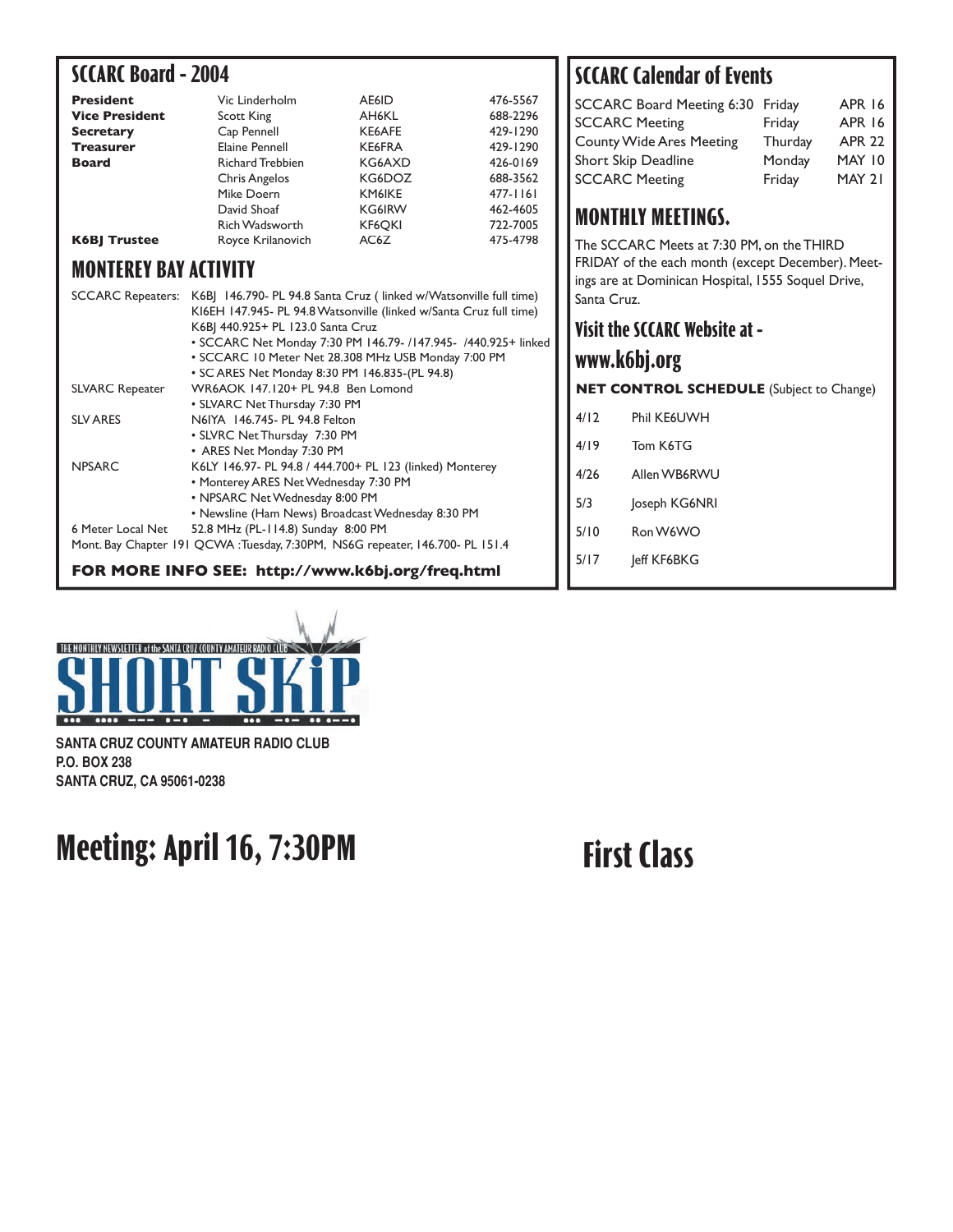## SCCARC Board - 2004

| | | | |
|---|---|---|---|
| **President** | Vic Linderholm | AE6ID | 476-5567 |
| **Vice President** | Scott King | AH6KL | 688-2296 |
| **Secretary** | Cap Pennell | KE6AFE | 429-1290 |
| **Treasurer** | Elaine Pennell | KE6FRA | 429-1290 |
| **Board** | Richard Trebbien | KG6AXD | 426-0169 |
| | Chris Angelos | KG6DOZ | 688-3562 |
| | Mike Doern | KM6IKE | 477-1161 |
| | David Shoaf | KG6IRW | 462-4605 |
| | Rich Wadsworth | KF6QKI | 722-7005 |
| **K6BJ Trustee** | Royce Krilanovich | AC6Z | 475-4798 |

## MONTEREY BAY ACTIVITY

SCCARC Repeaters: K6BJ 146.790- PL 94.8 Santa Cruz ( linked w/Watsonville full time)
KI6EH 147.945- PL 94.8 Watsonville (linked w/Santa Cruz full time)
K6BJ 440.925+ PL 123.0 Santa Cruz
- SCCARC Net Monday 7:30 PM 146.79- /147.945- /440.925+ linked
- SCCARC 10 Meter Net 28.308 MHz USB Monday 7:00 PM
- SC ARES Net Monday 8:30 PM 146.835-(PL 94.8)

SLVARC Repeater: WR6AOK 147.120+ PL 94.8 Ben Lomond
- SLVARC Net Thursday 7:30 PM

SLV ARES: N6IYA 146.745- PL 94.8 Felton
- SLVRC Net Thursday 7:30 PM
- ARES Net Monday 7:30 PM

NPSARC: K6LY 146.97- PL 94.8 / 444.700+ PL 123 (linked) Monterey
- Monterey ARES Net Wednesday 7:30 PM
- NPSARC Net Wednesday 8:00 PM
- Newsline (Ham News) Broadcast Wednesday 8:30 PM

6 Meter Local Net: 52.8 MHz (PL-114.8) Sunday 8:00 PM

Mont. Bay Chapter 191 QCWA :Tuesday, 7:30PM, NS6G repeater, 146.700- PL 151.4

**FOR MORE INFO SEE: http://www.k6bj.org/freq.html**

## SCCARC Calendar of Events

| | | |
|---|---|---|
| SCCARC Board Meeting 6:30 | Friday | APR 16 |
| SCCARC Meeting | Friday | APR 16 |
| County Wide Ares Meeting | Thurday | APR 22 |
| Short Skip Deadline | Monday | MAY 10 |
| SCCARC Meeting | Friday | MAY 21 |

## MONTHLY MEETINGS.

The SCCARC Meets at 7:30 PM, on the THIRD FRIDAY of the each month (except December). Meetings are at Dominican Hospital, 1555 Soquel Drive, Santa Cruz.

## Visit the SCCARC Website at - www.k6bj.org

**NET CONTROL SCHEDULE** (Subject to Change)

| | |
|---|---|
| 4/12 | Phil KE6UWH |
| 4/19 | Tom K6TG |
| 4/26 | Allen WB6RWU |
| 5/3 | Joseph KG6NRI |
| 5/10 | Ron W6WO |
| 5/17 | Jeff KF6BKG |

THE MONTHLY NEWSLETTER of the SANTA CRUZ COUNTY AMATEUR RADIO CLUB

# SHORT SKIP

**SANTA CRUZ COUNTY AMATEUR RADIO CLUB**
**P.O. BOX 238**
**SANTA CRUZ, CA 95061-0238**

# Meeting: April 16, 7:30PM

# First Class